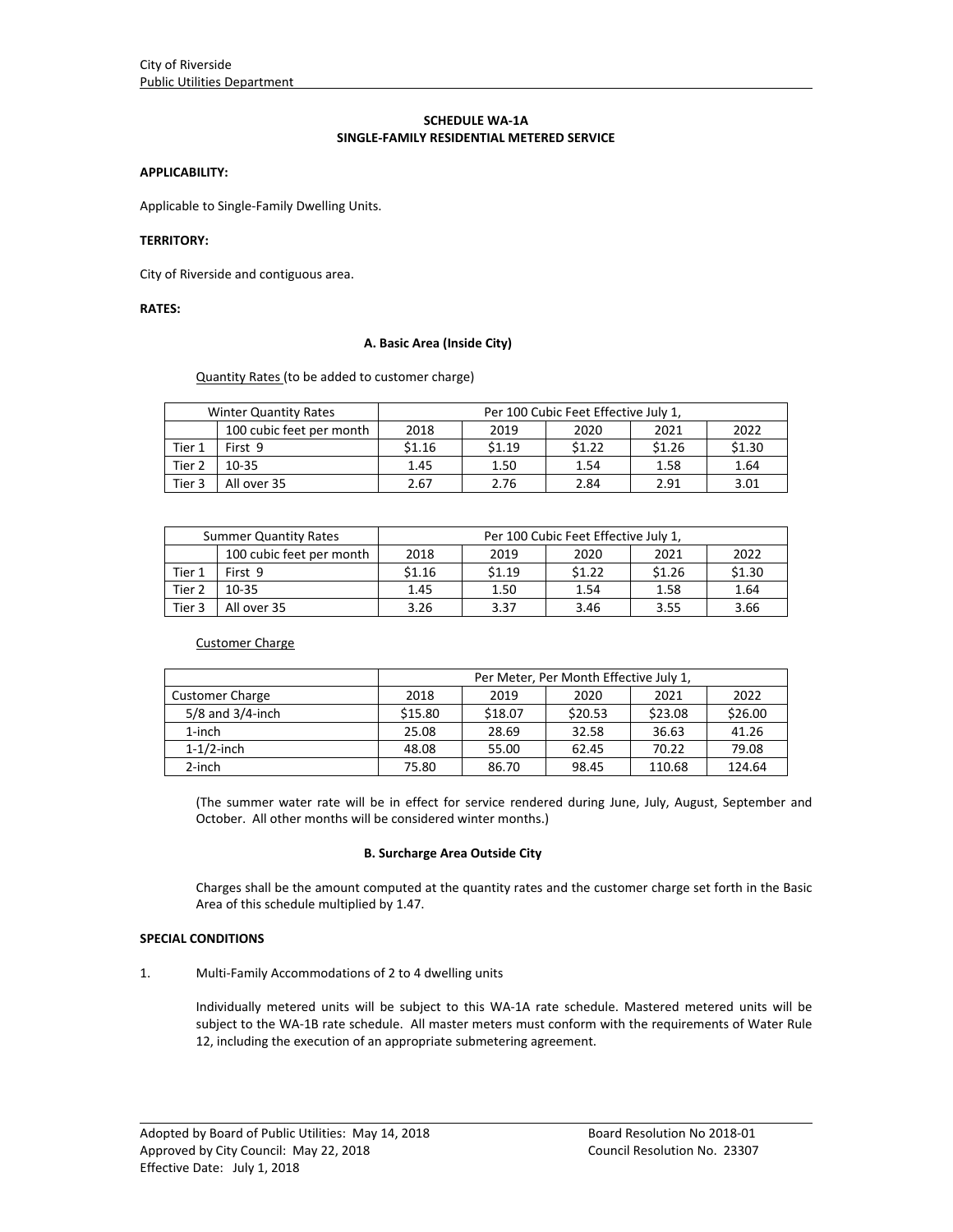City of Riverside
Public Utilities Department

## SCHEDULE WA-1A
## SINGLE-FAMILY RESIDENTIAL METERED SERVICE

**APPLICABILITY:**

Applicable to Single-Family Dwelling Units.

**TERRITORY:**

City of Riverside and contiguous area.

**RATES:**

### A. Basic Area (Inside City)

Quantity Rates (to be added to customer charge)

| Winter Quantity Rates | | Per 100 Cubic Feet Effective July 1, | | | | |
|---|---|---|---|---|---|---|
| | 100 cubic feet per month | 2018 | 2019 | 2020 | 2021 | 2022 |
| Tier 1 | First 9 | $1.16 | $1.19 | $1.22 | $1.26 | $1.30 |
| Tier 2 | 10-35 | 1.45 | 1.50 | 1.54 | 1.58 | 1.64 |
| Tier 3 | All over 35 | 2.67 | 2.76 | 2.84 | 2.91 | 3.01 |

| Summer Quantity Rates | | Per 100 Cubic Feet Effective July 1, | | | | |
|---|---|---|---|---|---|---|
| | 100 cubic feet per month | 2018 | 2019 | 2020 | 2021 | 2022 |
| Tier 1 | First 9 | $1.16 | $1.19 | $1.22 | $1.26 | $1.30 |
| Tier 2 | 10-35 | 1.45 | 1.50 | 1.54 | 1.58 | 1.64 |
| Tier 3 | All over 35 | 3.26 | 3.37 | 3.46 | 3.55 | 3.66 |

Customer Charge

| | Per Meter, Per Month Effective July 1, | | | | |
|---|---|---|---|---|---|
| Customer Charge | 2018 | 2019 | 2020 | 2021 | 2022 |
| 5/8 and 3/4-inch | $15.80 | $18.07 | $20.53 | $23.08 | $26.00 |
| 1-inch | 25.08 | 28.69 | 32.58 | 36.63 | 41.26 |
| 1-1/2-inch | 48.08 | 55.00 | 62.45 | 70.22 | 79.08 |
| 2-inch | 75.80 | 86.70 | 98.45 | 110.68 | 124.64 |

(The summer water rate will be in effect for service rendered during June, July, August, September and October. All other months will be considered winter months.)

### B. Surcharge Area Outside City

Charges shall be the amount computed at the quantity rates and the customer charge set forth in the Basic Area of this schedule multiplied by 1.47.

**SPECIAL CONDITIONS**

1. Multi-Family Accommodations of 2 to 4 dwelling units

   Individually metered units will be subject to this WA-1A rate schedule. Mastered metered units will be subject to the WA-1B rate schedule. All master meters must conform with the requirements of Water Rule 12, including the execution of an appropriate submetering agreement.

Adopted by Board of Public Utilities: May 14, 2018 — Board Resolution No 2018-01
Approved by City Council: May 22, 2018 — Council Resolution No. 23307
Effective Date: July 1, 2018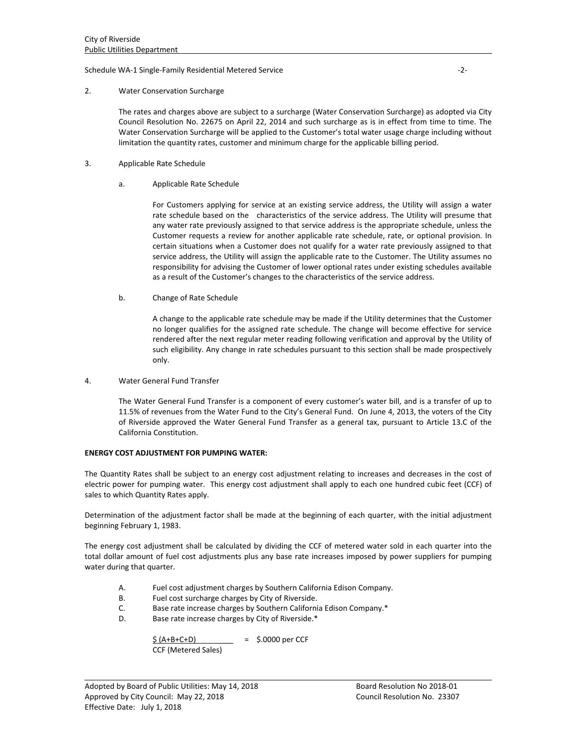2. Water Conservation Surcharge

The rates and charges above are subject to a surcharge (Water Conservation Surcharge) as adopted via City Council Resolution No. 22675 on April 22, 2014 and such surcharge as is in effect from time to time. The Water Conservation Surcharge will be applied to the Customer's total water usage charge including without limitation the quantity rates, customer and minimum charge for the applicable billing period.

3. Applicable Rate Schedule

a. Applicable Rate Schedule

For Customers applying for service at an existing service address, the Utility will assign a water rate schedule based on the characteristics of the service address. The Utility will presume that any water rate previously assigned to that service address is the appropriate schedule, unless the Customer requests a review for another applicable rate schedule, rate, or optional provision. In certain situations when a Customer does not qualify for a water rate previously assigned to that service address, the Utility will assign the applicable rate to the Customer. The Utility assumes no responsibility for advising the Customer of lower optional rates under existing schedules available as a result of the Customer's changes to the characteristics of the service address.

b. Change of Rate Schedule

A change to the applicable rate schedule may be made if the Utility determines that the Customer no longer qualifies for the assigned rate schedule. The change will become effective for service rendered after the next regular meter reading following verification and approval by the Utility of such eligibility. Any change in rate schedules pursuant to this section shall be made prospectively only.

4. Water General Fund Transfer

The Water General Fund Transfer is a component of every customer's water bill, and is a transfer of up to 11.5% of revenues from the Water Fund to the City's General Fund. On June 4, 2013, the voters of the City of Riverside approved the Water General Fund Transfer as a general tax, pursuant to Article 13.C of the California Constitution.

**ENERGY COST ADJUSTMENT FOR PUMPING WATER:**

The Quantity Rates shall be subject to an energy cost adjustment relating to increases and decreases in the cost of electric power for pumping water. This energy cost adjustment shall apply to each one hundred cubic feet (CCF) of sales to which Quantity Rates apply.

Determination of the adjustment factor shall be made at the beginning of each quarter, with the initial adjustment beginning February 1, 1983.

The energy cost adjustment shall be calculated by dividing the CCF of metered water sold in each quarter into the total dollar amount of fuel cost adjustments plus any base rate increases imposed by power suppliers for pumping water during that quarter.

A. Fuel cost adjustment charges by Southern California Edison Company.
B. Fuel cost surcharge charges by City of Riverside.
C. Base rate increase charges by Southern California Edison Company.*
D. Base rate increase charges by City of Riverside.*

$$\frac{\$\,(A+B+C+D)}{\text{CCF (Metered Sales)}} = \$.0000 \text{ per CCF}$$

Adopted by Board of Public Utilities: May 14, 2018 — Board Resolution No 2018-01
Approved by City Council: May 22, 2018 — Council Resolution No. 23307
Effective Date: July 1, 2018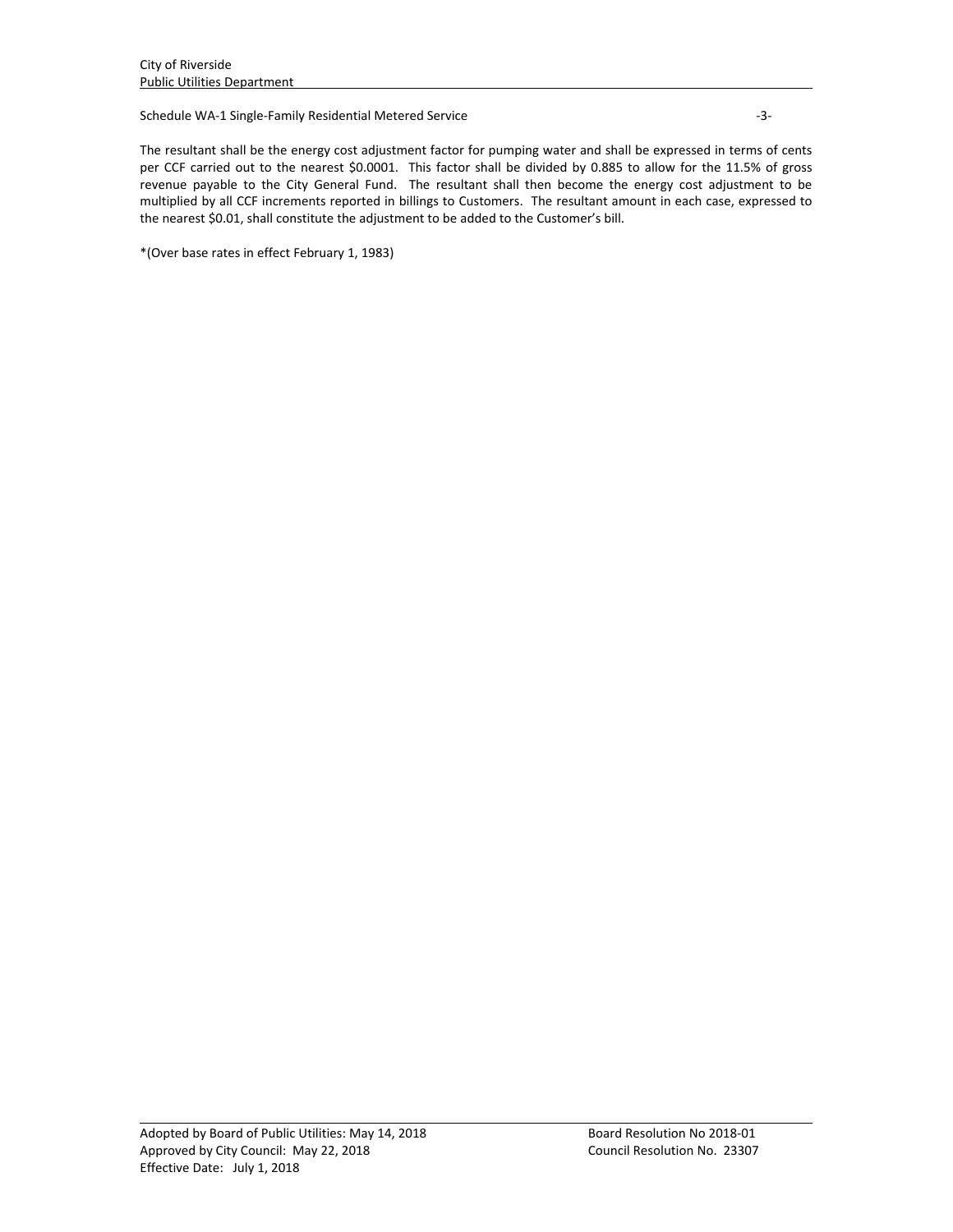The resultant shall be the energy cost adjustment factor for pumping water and shall be expressed in terms of cents per CCF carried out to the nearest $0.0001. This factor shall be divided by 0.885 to allow for the 11.5% of gross revenue payable to the City General Fund. The resultant shall then become the energy cost adjustment to be multiplied by all CCF increments reported in billings to Customers. The resultant amount in each case, expressed to the nearest $0.01, shall constitute the adjustment to be added to the Customer's bill.

*(Over base rates in effect February 1, 1983)